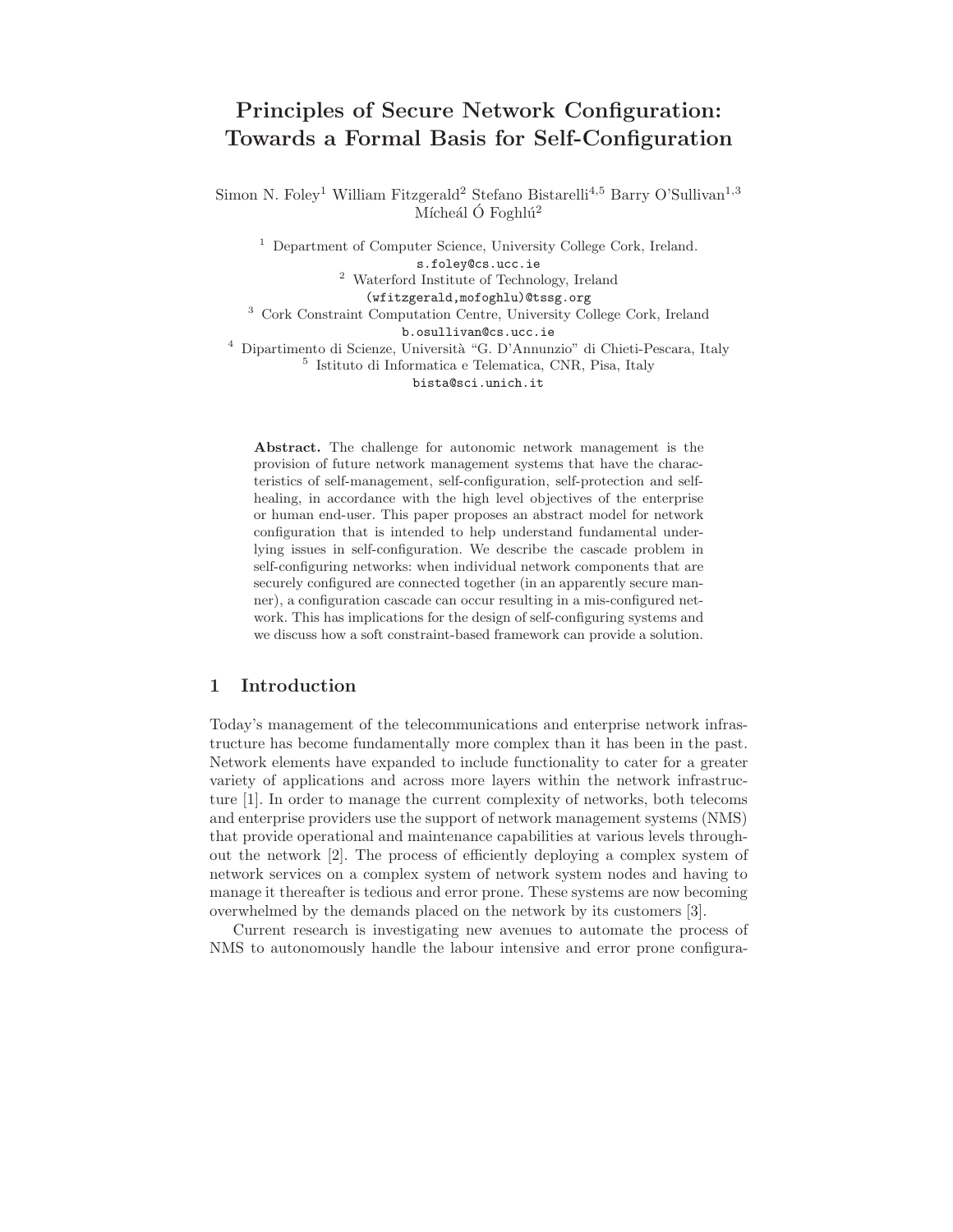# Principles of Secure Network Configuration: Towards a Formal Basis for Self-Configuration

Simon N. Foley[1] William Fitzgerald[2] Stefano Bistarelli[4,5] Barry O'Sullivan[1,3] Mícheál Ó Foghlú[2]

[1] Department of Computer Science, University College Cork, Ireland.
s.foley@cs.ucc.ie

[2] Waterford Institute of Technology, Ireland
(wfitzgerald,mofoghlu)@tssg.org

[3] Cork Constraint Computation Centre, University College Cork, Ireland
b.osullivan@cs.ucc.ie

[4] Dipartimento di Scienze, Università "G. D'Annunzio" di Chieti-Pescara, Italy

[5] Istituto di Informatica e Telematica, CNR, Pisa, Italy
bista@sci.unich.it

**Abstract.** The challenge for autonomic network management is the provision of future network management systems that have the characteristics of self-management, self-configuration, self-protection and self-healing, in accordance with the high level objectives of the enterprise or human end-user. This paper proposes an abstract model for network configuration that is intended to help understand fundamental underlying issues in self-configuration. We describe the cascade problem in self-configuring networks: when individual network components that are securely configured are connected together (in an apparently secure manner), a configuration cascade can occur resulting in a mis-configured network. This has implications for the design of self-configuring systems and we discuss how a soft constraint-based framework can provide a solution.

## 1 Introduction

Today's management of the telecommunications and enterprise network infrastructure has become fundamentally more complex than it has been in the past. Network elements have expanded to include functionality to cater for a greater variety of applications and across more layers within the network infrastructure [1]. In order to manage the current complexity of networks, both telecoms and enterprise providers use the support of network management systems (NMS) that provide operational and maintenance capabilities at various levels throughout the network [2]. The process of efficiently deploying a complex system of network services on a complex system of network system nodes and having to manage it thereafter is tedious and error prone. These systems are now becoming overwhelmed by the demands placed on the network by its customers [3].

Current research is investigating new avenues to automate the process of NMS to autonomously handle the labour intensive and error prone configura-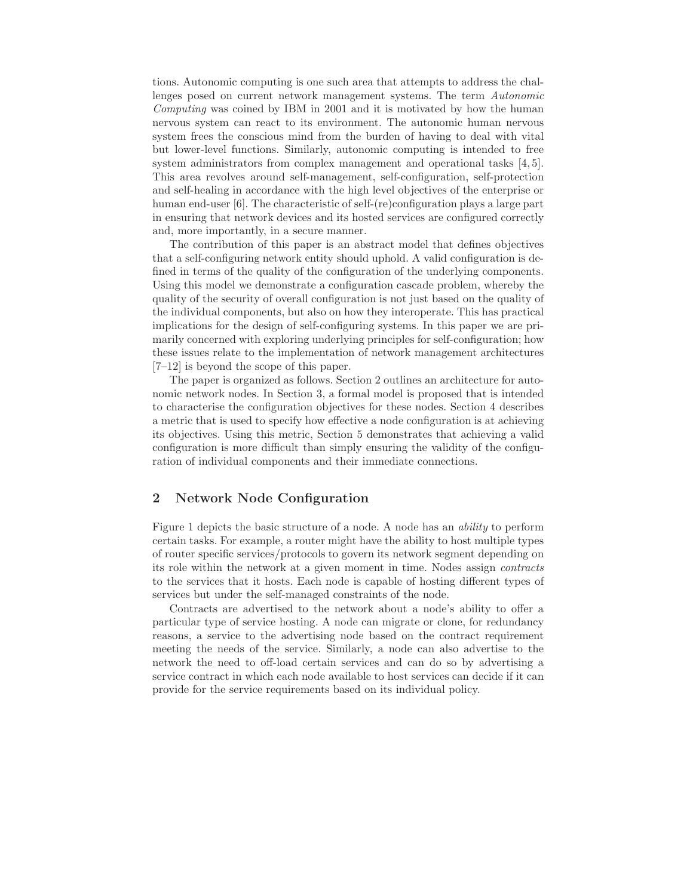tions. Autonomic computing is one such area that attempts to address the challenges posed on current network management systems. The term *Autonomic Computing* was coined by IBM in 2001 and it is motivated by how the human nervous system can react to its environment. The autonomic human nervous system frees the conscious mind from the burden of having to deal with vital but lower-level functions. Similarly, autonomic computing is intended to free system administrators from complex management and operational tasks [4, 5]. This area revolves around self-management, self-configuration, self-protection and self-healing in accordance with the high level objectives of the enterprise or human end-user [6]. The characteristic of self-(re)configuration plays a large part in ensuring that network devices and its hosted services are configured correctly and, more importantly, in a secure manner.

The contribution of this paper is an abstract model that defines objectives that a self-configuring network entity should uphold. A valid configuration is defined in terms of the quality of the configuration of the underlying components. Using this model we demonstrate a configuration cascade problem, whereby the quality of the security of overall configuration is not just based on the quality of the individual components, but also on how they interoperate. This has practical implications for the design of self-configuring systems. In this paper we are primarily concerned with exploring underlying principles for self-configuration; how these issues relate to the implementation of network management architectures [7–12] is beyond the scope of this paper.

The paper is organized as follows. Section 2 outlines an architecture for autonomic network nodes. In Section 3, a formal model is proposed that is intended to characterise the configuration objectives for these nodes. Section 4 describes a metric that is used to specify how effective a node configuration is at achieving its objectives. Using this metric, Section 5 demonstrates that achieving a valid configuration is more difficult than simply ensuring the validity of the configuration of individual components and their immediate connections.

## 2 Network Node Configuration

Figure 1 depicts the basic structure of a node. A node has an *ability* to perform certain tasks. For example, a router might have the ability to host multiple types of router specific services/protocols to govern its network segment depending on its role within the network at a given moment in time. Nodes assign *contracts* to the services that it hosts. Each node is capable of hosting different types of services but under the self-managed constraints of the node.

Contracts are advertised to the network about a node's ability to offer a particular type of service hosting. A node can migrate or clone, for redundancy reasons, a service to the advertising node based on the contract requirement meeting the needs of the service. Similarly, a node can also advertise to the network the need to off-load certain services and can do so by advertising a service contract in which each node available to host services can decide if it can provide for the service requirements based on its individual policy.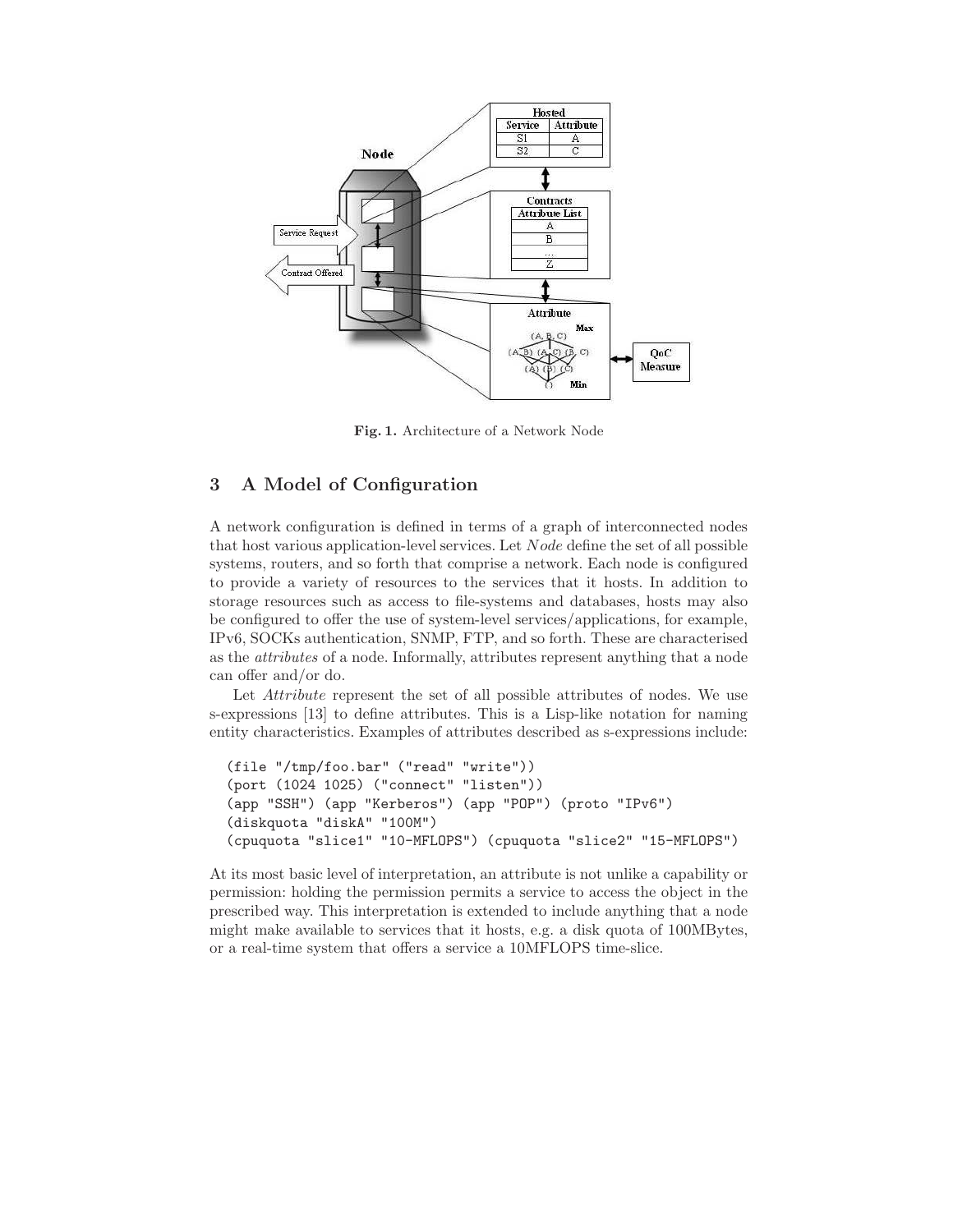Fig. 1. Architecture of a Network Node

## 3 A Model of Configuration

A network configuration is defined in terms of a graph of interconnected nodes that host various application-level services. Let *Node* define the set of all possible systems, routers, and so forth that comprise a network. Each node is configured to provide a variety of resources to the services that it hosts. In addition to storage resources such as access to file-systems and databases, hosts may also be configured to offer the use of system-level services/applications, for example, IPv6, SOCKs authentication, SNMP, FTP, and so forth. These are characterised as the *attributes* of a node. Informally, attributes represent anything that a node can offer and/or do.

Let *Attribute* represent the set of all possible attributes of nodes. We use s-expressions [13] to define attributes. This is a Lisp-like notation for naming entity characteristics. Examples of attributes described as s-expressions include:

```
(file "/tmp/foo.bar" ("read" "write"))
(port (1024 1025) ("connect" "listen"))
(app "SSH") (app "Kerberos") (app "POP") (proto "IPv6")
(diskquota "diskA" "100M")
(cpuquota "slice1" "10-MFLOPS") (cpuquota "slice2" "15-MFLOPS")
```

At its most basic level of interpretation, an attribute is not unlike a capability or permission: holding the permission permits a service to access the object in the prescribed way. This interpretation is extended to include anything that a node might make available to services that it hosts, e.g. a disk quota of 100MBytes, or a real-time system that offers a service a 10MFLOPS time-slice.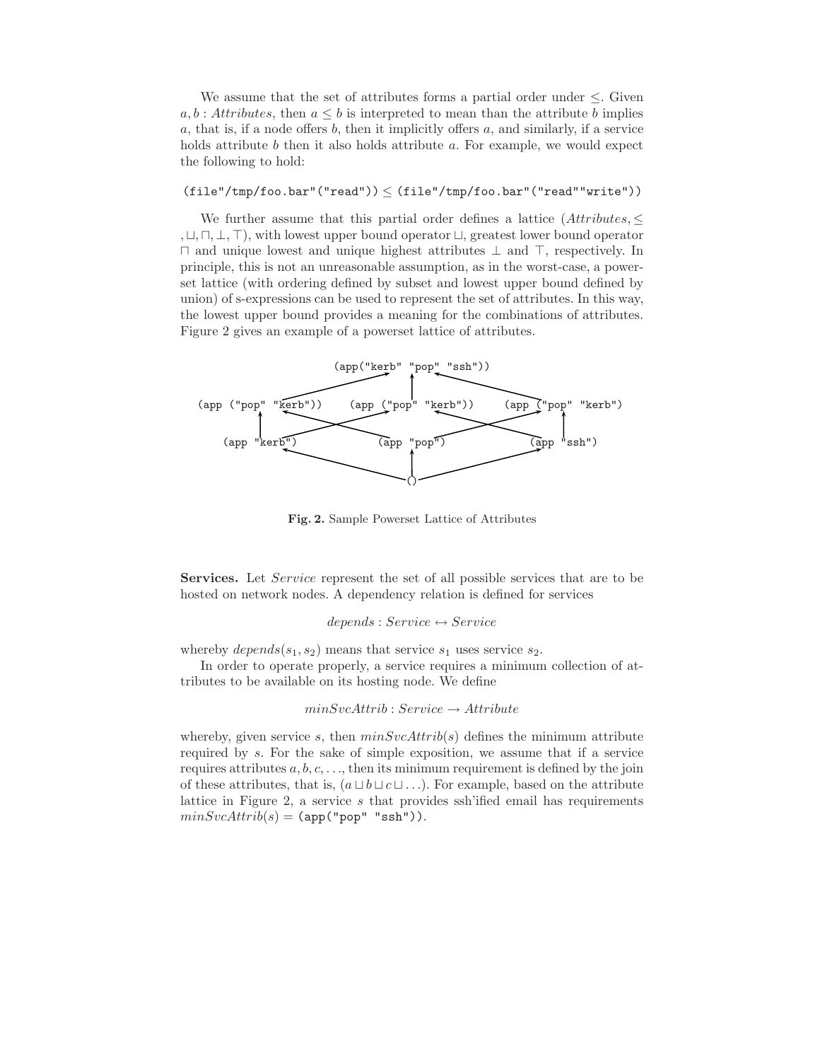We assume that the set of attributes forms a partial order under $\leq$. Given $a, b$ : *Attributes*, then $a \leq b$ is interpreted to mean than the attribute $b$ implies $a$, that is, if a node offers $b$, then it implicitly offers $a$, and similarly, if a service holds attribute $b$ then it also holds attribute $a$. For example, we would expect the following to hold:

$$\texttt{(file"/tmp/foo.bar"("read"))} \leq \texttt{(file"/tmp/foo.bar"("read""write"))}$$

We further assume that this partial order defines a lattice $(Attributes, \leq, \sqcup, \sqcap, \bot, \top)$, with lowest upper bound operator $\sqcup$, greatest lower bound operator $\sqcap$ and unique lowest and unique highest attributes $\bot$ and $\top$, respectively. In principle, this is not an unreasonable assumption, as in the worst-case, a powerset lattice (with ordering defined by subset and lowest upper bound defined by union) of s-expressions can be used to represent the set of attributes. In this way, the lowest upper bound provides a meaning for the combinations of attributes. Figure 2 gives an example of a powerset lattice of attributes.

```
                         (app("kerb" "pop" "ssh"))

(app ("pop" "kerb"))     (app ("pop" "kerb"))     (app ("pop" "kerb")

   (app "kerb")              (app "pop")              (app "ssh")

                                 ()
```

**Fig. 2.** Sample Powerset Lattice of Attributes

**Services.** Let *Service* represent the set of all possible services that are to be hosted on network nodes. A dependency relation is defined for services

$$depends : Service \leftrightarrow Service$$

whereby $depends(s_1, s_2)$ means that service $s_1$ uses service $s_2$.

In order to operate properly, a service requires a minimum collection of attributes to be available on its hosting node. We define

$$minSvcAttrib : Service \rightarrow Attribute$$

whereby, given service $s$, then $minSvcAttrib(s)$ defines the minimum attribute required by $s$. For the sake of simple exposition, we assume that if a service requires attributes $a, b, c, \ldots$, then its minimum requirement is defined by the join of these attributes, that is, $(a \sqcup b \sqcup c \sqcup \ldots)$. For example, based on the attribute lattice in Figure 2, a service $s$ that provides ssh'ified email has requirements $minSvcAttrib(s) =$ `(app("pop" "ssh"))`.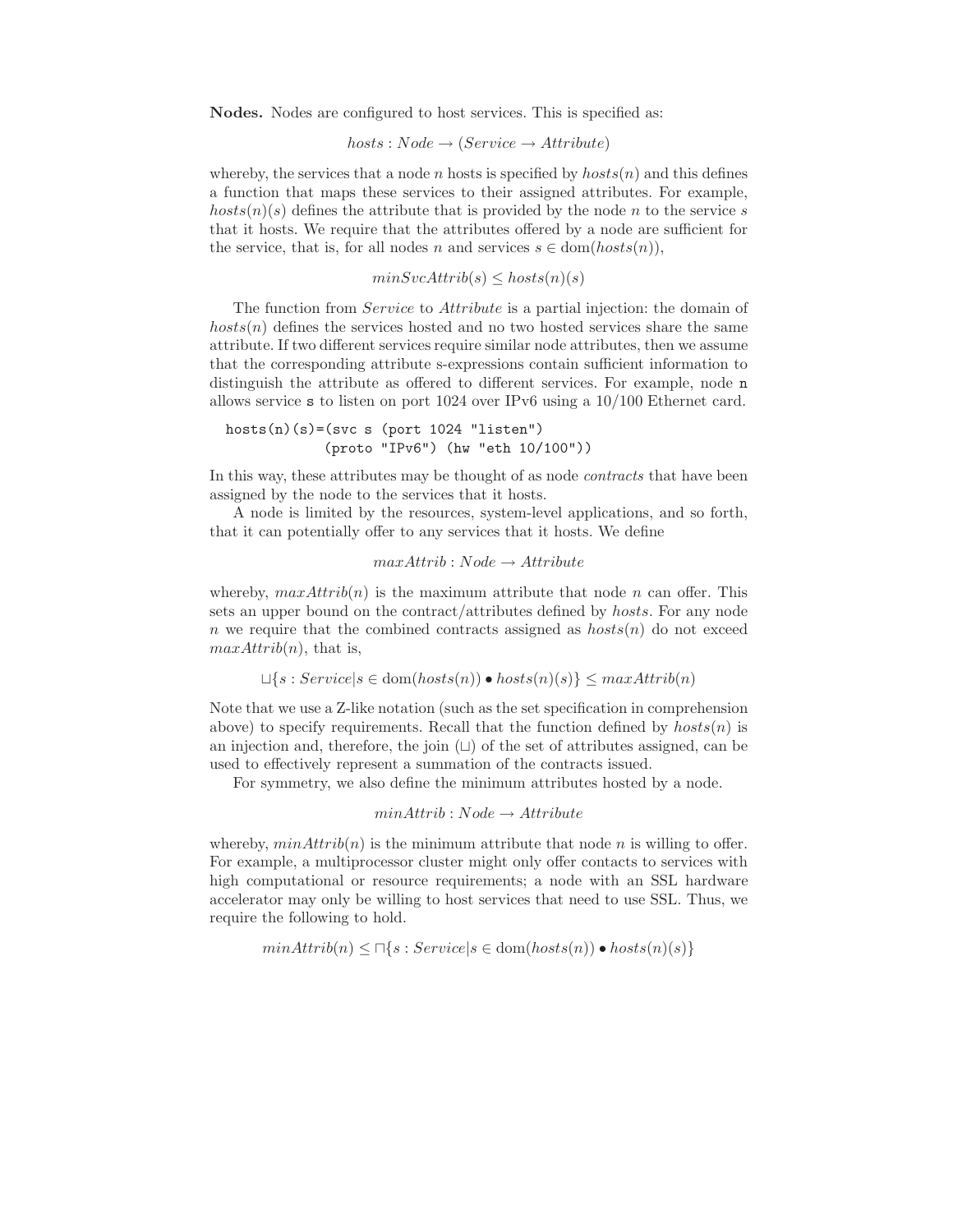**Nodes.** Nodes are configured to host services. This is specified as:

$$hosts : Node \rightarrow (Service \rightarrow Attribute)$$

whereby, the services that a node $n$ hosts is specified by $hosts(n)$ and this defines a function that maps these services to their assigned attributes. For example, $hosts(n)(s)$ defines the attribute that is provided by the node $n$ to the service $s$ that it hosts. We require that the attributes offered by a node are sufficient for the service, that is, for all nodes $n$ and services $s \in \text{dom}(hosts(n))$,

$$minSvcAttrib(s) \leq hosts(n)(s)$$

The function from *Service* to *Attribute* is a partial injection: the domain of $hosts(n)$ defines the services hosted and no two hosted services share the same attribute. If two different services require similar node attributes, then we assume that the corresponding attribute s-expressions contain sufficient information to distinguish the attribute as offered to different services. For example, node `n` allows service `s` to listen on port 1024 over IPv6 using a 10/100 Ethernet card.

```
hosts(n)(s)=(svc s (port 1024 "listen")
             (proto "IPv6") (hw "eth 10/100"))
```

In this way, these attributes may be thought of as node *contracts* that have been assigned by the node to the services that it hosts.

A node is limited by the resources, system-level applications, and so forth, that it can potentially offer to any services that it hosts. We define

$$maxAttrib : Node \rightarrow Attribute$$

whereby, $maxAttrib(n)$ is the maximum attribute that node $n$ can offer. This sets an upper bound on the contract/attributes defined by *hosts*. For any node $n$ we require that the combined contracts assigned as $hosts(n)$ do not exceed $maxAttrib(n)$, that is,

$$\sqcup\{s : Service | s \in \text{dom}(hosts(n)) \bullet hosts(n)(s)\} \leq maxAttrib(n)$$

Note that we use a Z-like notation (such as the set specification in comprehension above) to specify requirements. Recall that the function defined by $hosts(n)$ is an injection and, therefore, the join ($\sqcup$) of the set of attributes assigned, can be used to effectively represent a summation of the contracts issued.

For symmetry, we also define the minimum attributes hosted by a node.

$$minAttrib : Node \rightarrow Attribute$$

whereby, $minAttrib(n)$ is the minimum attribute that node $n$ is willing to offer. For example, a multiprocessor cluster might only offer contacts to services with high computational or resource requirements; a node with an SSL hardware accelerator may only be willing to host services that need to use SSL. Thus, we require the following to hold.

$$minAttrib(n) \leq \sqcap\{s : Service | s \in \text{dom}(hosts(n)) \bullet hosts(n)(s)\}$$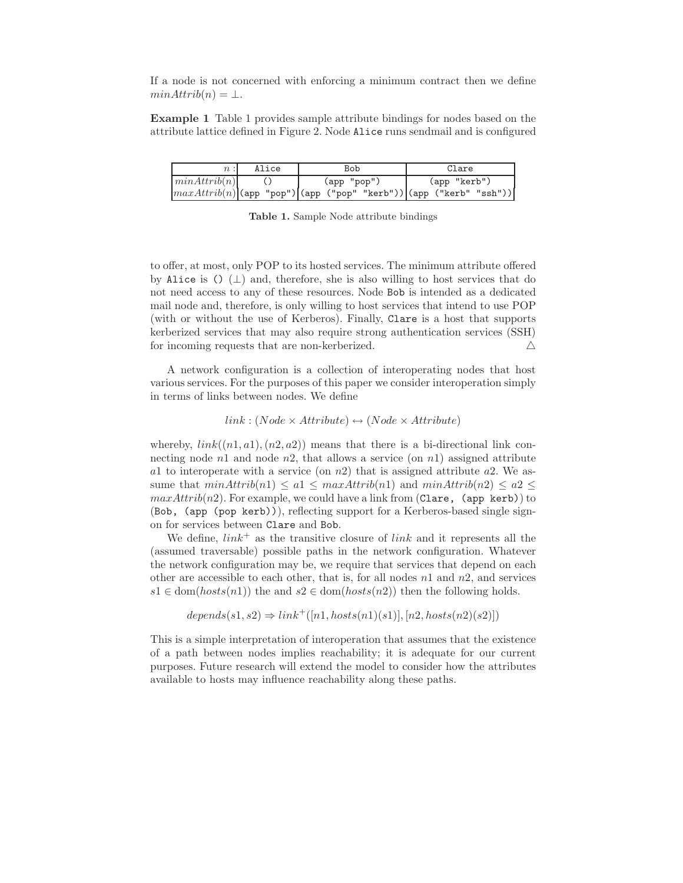If a node is not concerned with enforcing a minimum contract then we define $minAttrib(n) = \bot$.

**Example 1** Table 1 provides sample attribute bindings for nodes based on the attribute lattice defined in Figure 2. Node `Alice` runs sendmail and is configured to offer, at most, only POP to its hosted services. The minimum attribute offered by `Alice` is `()` ($\bot$) and, therefore, she is also willing to host services that do not need access to any of these resources. Node `Bob` is intended as a dedicated mail node and, therefore, is only willing to host services that intend to use POP (with or without the use of Kerberos). Finally, `Clare` is a host that supports kerberized services that may also require strong authentication services (SSH) for incoming requests that are non-kerberized. △

| $n$ : | `Alice` | `Bob` | `Clare` |
|---|---|---|---|
| $minAttrib(n)$ | `()` | `(app "pop")` | `(app "kerb")` |
| $maxAttrib(n)$ | `(app "pop")` | `(app ("pop" "kerb"))` | `(app ("kerb" "ssh"))` |

**Table 1.** Sample Node attribute bindings

A network configuration is a collection of interoperating nodes that host various services. For the purposes of this paper we consider interoperation simply in terms of links between nodes. We define

$$link : (Node \times Attribute) \leftrightarrow (Node \times Attribute)$$

whereby, $link((n1, a1), (n2, a2))$ means that there is a bi-directional link connecting node $n1$ and node $n2$, that allows a service (on $n1$) assigned attribute $a1$ to interoperate with a service (on $n2$) that is assigned attribute $a2$. We assume that $minAttrib(n1) \leq a1 \leq maxAttrib(n1)$ and $minAttrib(n2) \leq a2 \leq maxAttrib(n2)$. For example, we could have a link from (`Clare, (app kerb)`) to (`Bob, (app (pop kerb))`), reflecting support for a Kerberos-based single sign-on for services between `Clare` and `Bob`.

We define, $link^+$ as the transitive closure of $link$ and it represents all the (assumed traversable) possible paths in the network configuration. Whatever the network configuration may be, we require that services that depend on each other are accessible to each other, that is, for all nodes $n1$ and $n2$, and services $s1 \in \text{dom}(hosts(n1))$ the and $s2 \in \text{dom}(hosts(n2))$ then the following holds.

$$depends(s1, s2) \Rightarrow link^+([n1, hosts(n1)(s1)], [n2, hosts(n2)(s2)])$$

This is a simple interpretation of interoperation that assumes that the existence of a path between nodes implies reachability; it is adequate for our current purposes. Future research will extend the model to consider how the attributes available to hosts may influence reachability along these paths.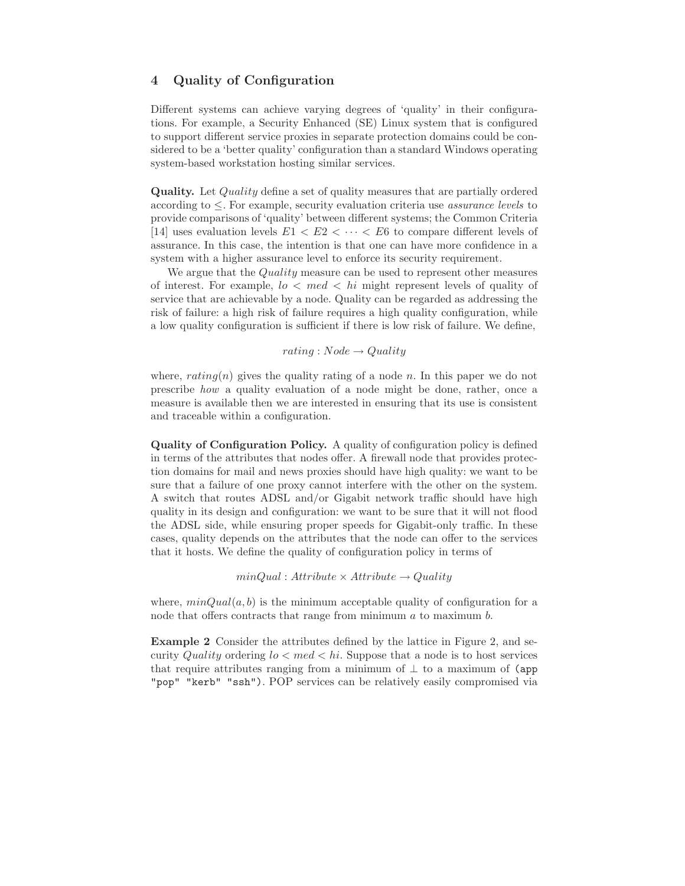## 4 Quality of Configuration

Different systems can achieve varying degrees of 'quality' in their configurations. For example, a Security Enhanced (SE) Linux system that is configured to support different service proxies in separate protection domains could be considered to be a 'better quality' configuration than a standard Windows operating system-based workstation hosting similar services.

**Quality.** Let *Quality* define a set of quality measures that are partially ordered according to $\leq$. For example, security evaluation criteria use *assurance levels* to provide comparisons of 'quality' between different systems; the Common Criteria [14] uses evaluation levels $E1 < E2 < \cdots < E6$ to compare different levels of assurance. In this case, the intention is that one can have more confidence in a system with a higher assurance level to enforce its security requirement.

We argue that the *Quality* measure can be used to represent other measures of interest. For example, $lo < med < hi$ might represent levels of quality of service that are achievable by a node. Quality can be regarded as addressing the risk of failure: a high risk of failure requires a high quality configuration, while a low quality configuration is sufficient if there is low risk of failure. We define,

$$rating : Node \rightarrow Quality$$

where, $rating(n)$ gives the quality rating of a node $n$. In this paper we do not prescribe *how* a quality evaluation of a node might be done, rather, once a measure is available then we are interested in ensuring that its use is consistent and traceable within a configuration.

**Quality of Configuration Policy.** A quality of configuration policy is defined in terms of the attributes that nodes offer. A firewall node that provides protection domains for mail and news proxies should have high quality: we want to be sure that a failure of one proxy cannot interfere with the other on the system. A switch that routes ADSL and/or Gigabit network traffic should have high quality in its design and configuration: we want to be sure that it will not flood the ADSL side, while ensuring proper speeds for Gigabit-only traffic. In these cases, quality depends on the attributes that the node can offer to the services that it hosts. We define the quality of configuration policy in terms of

$$minQual : Attribute \times Attribute \rightarrow Quality$$

where, $minQual(a, b)$ is the minimum acceptable quality of configuration for a node that offers contracts that range from minimum $a$ to maximum $b$.

**Example 2** Consider the attributes defined by the lattice in Figure 2, and security *Quality* ordering $lo < med < hi$. Suppose that a node is to host services that require attributes ranging from a minimum of $\perp$ to a maximum of `(app "pop" "kerb" "ssh")`. POP services can be relatively easily compromised via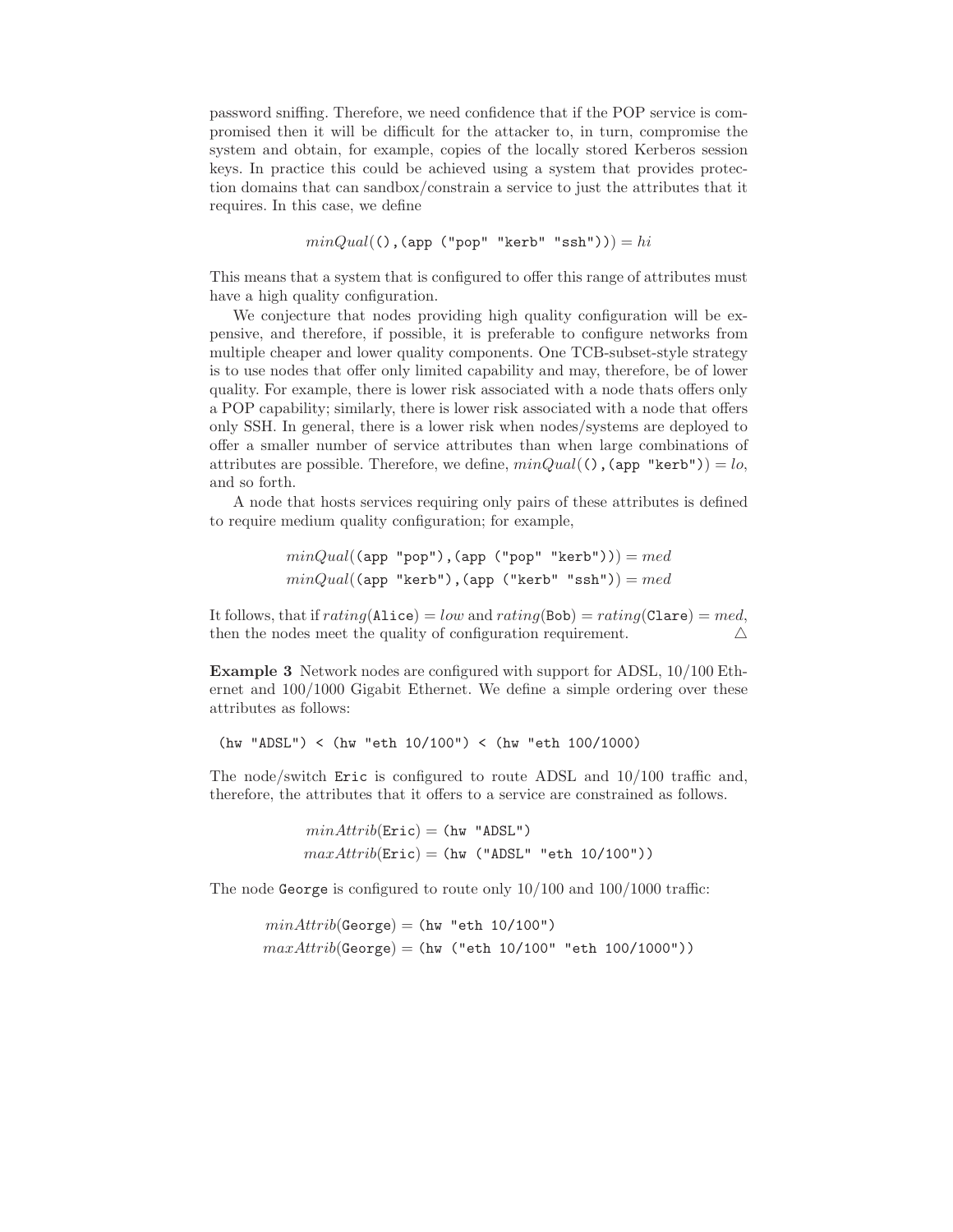password sniffing. Therefore, we need confidence that if the POP service is compromised then it will be difficult for the attacker to, in turn, compromise the system and obtain, for example, copies of the locally stored Kerberos session keys. In practice this could be achieved using a system that provides protection domains that can sandbox/constrain a service to just the attributes that it requires. In this case, we define

$$minQual(\texttt{()},\texttt{(app ("pop" "kerb" "ssh"))}) = hi$$

This means that a system that is configured to offer this range of attributes must have a high quality configuration.

We conjecture that nodes providing high quality configuration will be expensive, and therefore, if possible, it is preferable to configure networks from multiple cheaper and lower quality components. One TCB-subset-style strategy is to use nodes that offer only limited capability and may, therefore, be of lower quality. For example, there is lower risk associated with a node thats offers only a POP capability; similarly, there is lower risk associated with a node that offers only SSH. In general, there is a lower risk when nodes/systems are deployed to offer a smaller number of service attributes than when large combinations of attributes are possible. Therefore, we define, $minQual(\texttt{()},\texttt{(app "kerb")}) = lo$, and so forth.

A node that hosts services requiring only pairs of these attributes is defined to require medium quality configuration; for example,

$$minQual(\texttt{(app "pop")},\texttt{(app ("pop" "kerb"))}) = med$$
$$minQual(\texttt{(app "kerb")},\texttt{(app ("kerb" "ssh"))}) = med$$

It follows, that if $rating(\texttt{Alice}) = low$ and $rating(\texttt{Bob}) = rating(\texttt{Clare}) = med$, then the nodes meet the quality of configuration requirement. △

**Example 3** Network nodes are configured with support for ADSL, 10/100 Ethernet and 100/1000 Gigabit Ethernet. We define a simple ordering over these attributes as follows:

```
(hw "ADSL") < (hw "eth 10/100") < (hw "eth 100/1000)
```

The node/switch Eric is configured to route ADSL and 10/100 traffic and, therefore, the attributes that it offers to a service are constrained as follows.

$$minAttrib(\texttt{Eric}) = \texttt{(hw "ADSL")}$$
$$maxAttrib(\texttt{Eric}) = \texttt{(hw ("ADSL" "eth 10/100"))}$$

The node George is configured to route only 10/100 and 100/1000 traffic:

$$minAttrib(\texttt{George}) = \texttt{(hw "eth 10/100")}$$
$$maxAttrib(\texttt{George}) = \texttt{(hw ("eth 10/100" "eth 100/1000"))}$$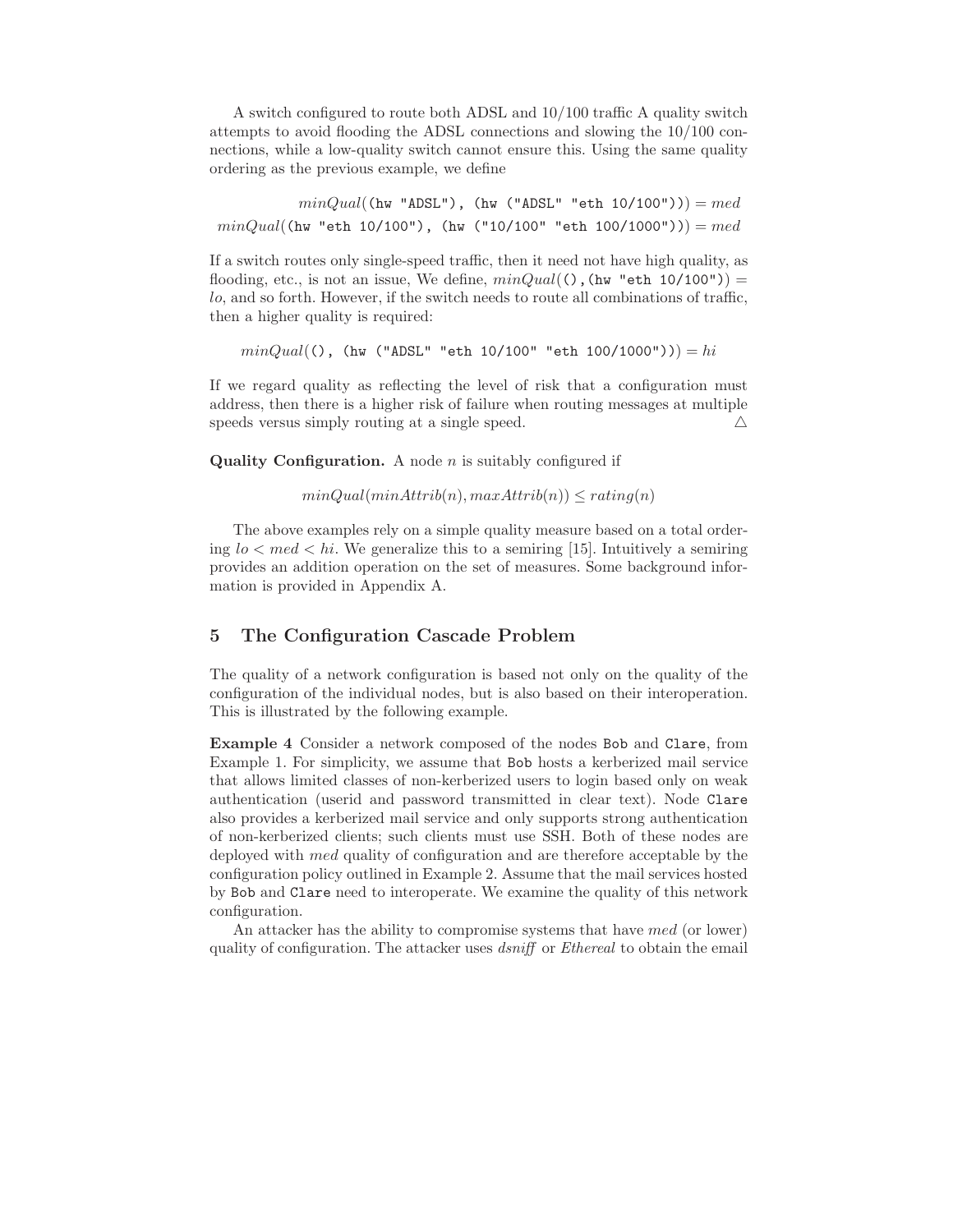A switch configured to route both ADSL and 10/100 traffic A quality switch attempts to avoid flooding the ADSL connections and slowing the 10/100 connections, while a low-quality switch cannot ensure this. Using the same quality ordering as the previous example, we define

$$minQual(\texttt{(hw "ADSL"), (hw ("ADSL" "eth 10/100"))}) = med$$
$$minQual(\texttt{(hw "eth 10/100"), (hw ("10/100" "eth 100/1000"))}) = med$$

If a switch routes only single-speed traffic, then it need not have high quality, as flooding, etc., is not an issue, We define, $minQual(\texttt{(),(hw "eth 10/100")}) = lo$, and so forth. However, if the switch needs to route all combinations of traffic, then a higher quality is required:

$$minQual(\texttt{(), (hw ("ADSL" "eth 10/100" "eth 100/1000"))}) = hi$$

If we regard quality as reflecting the level of risk that a configuration must address, then there is a higher risk of failure when routing messages at multiple speeds versus simply routing at a single speed. △

**Quality Configuration.** A node $n$ is suitably configured if

$$minQual(minAttrib(n), maxAttrib(n)) \leq rating(n)$$

The above examples rely on a simple quality measure based on a total ordering $lo < med < hi$. We generalize this to a semiring [15]. Intuitively a semiring provides an addition operation on the set of measures. Some background information is provided in Appendix A.

## 5 The Configuration Cascade Problem

The quality of a network configuration is based not only on the quality of the configuration of the individual nodes, but is also based on their interoperation. This is illustrated by the following example.

**Example 4** Consider a network composed of the nodes `Bob` and `Clare`, from Example 1. For simplicity, we assume that `Bob` hosts a kerberized mail service that allows limited classes of non-kerberized users to login based only on weak authentication (userid and password transmitted in clear text). Node `Clare` also provides a kerberized mail service and only supports strong authentication of non-kerberized clients; such clients must use SSH. Both of these nodes are deployed with *med* quality of configuration and are therefore acceptable by the configuration policy outlined in Example 2. Assume that the mail services hosted by `Bob` and `Clare` need to interoperate. We examine the quality of this network configuration.

An attacker has the ability to compromise systems that have *med* (or lower) quality of configuration. The attacker uses *dsniff* or *Ethereal* to obtain the email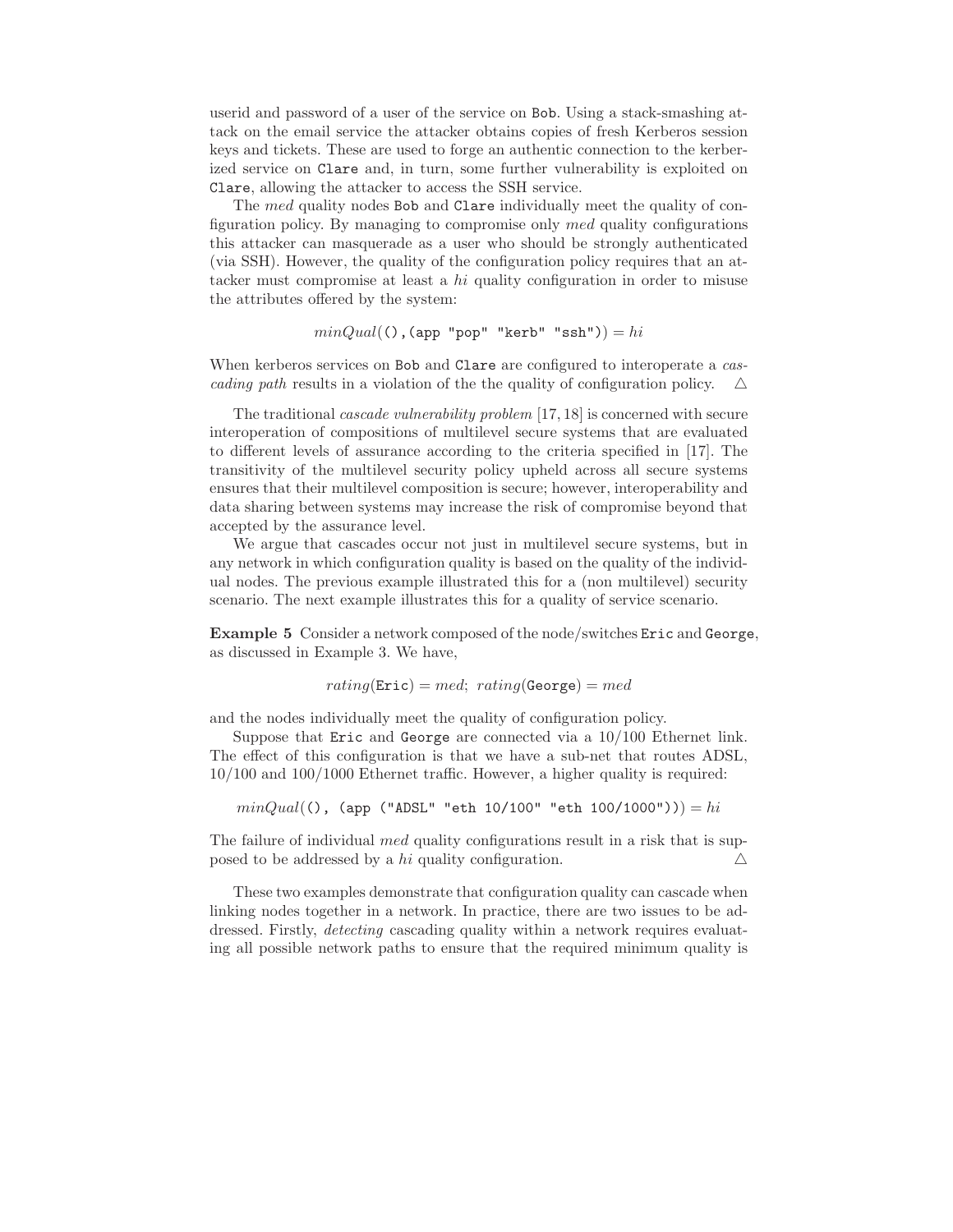userid and password of a user of the service on `Bob`. Using a stack-smashing attack on the email service the attacker obtains copies of fresh Kerberos session keys and tickets. These are used to forge an authentic connection to the kerberized service on `Clare` and, in turn, some further vulnerability is exploited on `Clare`, allowing the attacker to access the SSH service.

The *med* quality nodes `Bob` and `Clare` individually meet the quality of configuration policy. By managing to compromise only *med* quality configurations this attacker can masquerade as a user who should be strongly authenticated (via SSH). However, the quality of the configuration policy requires that an attacker must compromise at least a *hi* quality configuration in order to misuse the attributes offered by the system:

$$minQual(\texttt{()},\texttt{(app "pop" "kerb" "ssh")}) = hi$$

When kerberos services on `Bob` and `Clare` are configured to interoperate a *cascading path* results in a violation of the the quality of configuration policy. △

The traditional *cascade vulnerability problem* [17, 18] is concerned with secure interoperation of compositions of multilevel secure systems that are evaluated to different levels of assurance according to the criteria specified in [17]. The transitivity of the multilevel security policy upheld across all secure systems ensures that their multilevel composition is secure; however, interoperability and data sharing between systems may increase the risk of compromise beyond that accepted by the assurance level.

We argue that cascades occur not just in multilevel secure systems, but in any network in which configuration quality is based on the quality of the individual nodes. The previous example illustrated this for a (non multilevel) security scenario. The next example illustrates this for a quality of service scenario.

**Example 5** Consider a network composed of the node/switches `Eric` and `George`, as discussed in Example 3. We have,

$$rating(\texttt{Eric}) = med;\ rating(\texttt{George}) = med$$

and the nodes individually meet the quality of configuration policy.

Suppose that `Eric` and `George` are connected via a 10/100 Ethernet link. The effect of this configuration is that we have a sub-net that routes ADSL, 10/100 and 100/1000 Ethernet traffic. However, a higher quality is required:

$$minQual(\texttt{()},\ \texttt{(app ("ADSL" "eth 10/100" "eth 100/1000"))}) = hi$$

The failure of individual *med* quality configurations result in a risk that is supposed to be addressed by a *hi* quality configuration. △

These two examples demonstrate that configuration quality can cascade when linking nodes together in a network. In practice, there are two issues to be addressed. Firstly, *detecting* cascading quality within a network requires evaluating all possible network paths to ensure that the required minimum quality is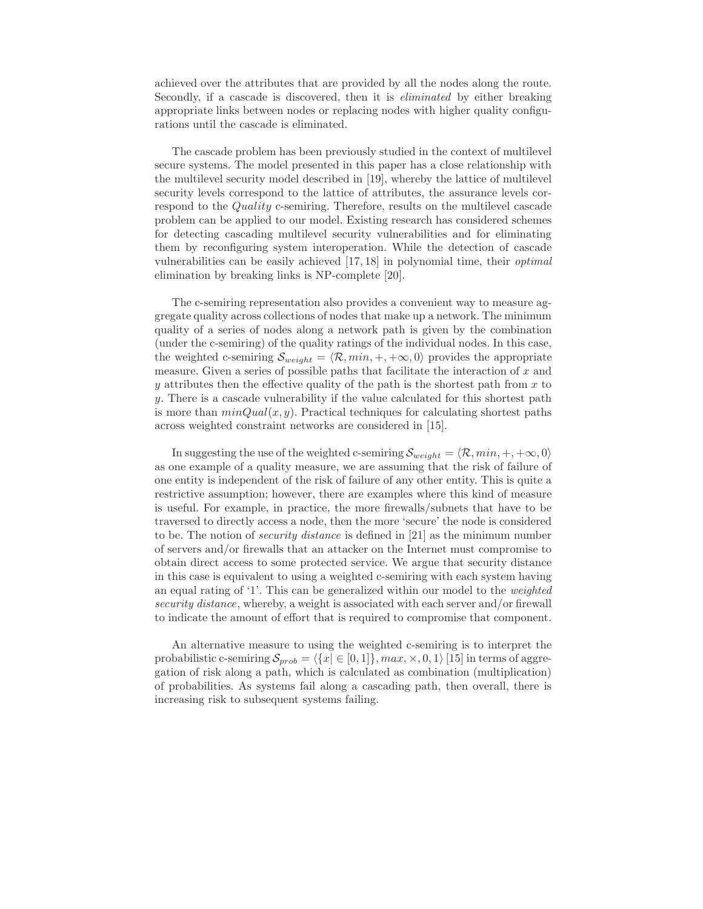achieved over the attributes that are provided by all the nodes along the route. Secondly, if a cascade is discovered, then it is *eliminated* by either breaking appropriate links between nodes or replacing nodes with higher quality configurations until the cascade is eliminated.

The cascade problem has been previously studied in the context of multilevel secure systems. The model presented in this paper has a close relationship with the multilevel security model described in [19], whereby the lattice of multilevel security levels correspond to the lattice of attributes, the assurance levels correspond to the *Quality* c-semiring. Therefore, results on the multilevel cascade problem can be applied to our model. Existing research has considered schemes for detecting cascading multilevel security vulnerabilities and for eliminating them by reconfiguring system interoperation. While the detection of cascade vulnerabilities can be easily achieved [17, 18] in polynomial time, their *optimal* elimination by breaking links is NP-complete [20].

The c-semiring representation also provides a convenient way to measure aggregate quality across collections of nodes that make up a network. The minimum quality of a series of nodes along a network path is given by the combination (under the c-semiring) of the quality ratings of the individual nodes. In this case, the weighted c-semiring $\mathcal{S}_{weight} = \langle \mathcal{R}, min, +, +\infty, 0 \rangle$ provides the appropriate measure. Given a series of possible paths that facilitate the interaction of $x$ and $y$ attributes then the effective quality of the path is the shortest path from $x$ to $y$. There is a cascade vulnerability if the value calculated for this shortest path is more than $minQual(x, y)$. Practical techniques for calculating shortest paths across weighted constraint networks are considered in [15].

In suggesting the use of the weighted c-semiring $\mathcal{S}_{weight} = \langle \mathcal{R}, min, +, +\infty, 0 \rangle$ as one example of a quality measure, we are assuming that the risk of failure of one entity is independent of the risk of failure of any other entity. This is quite a restrictive assumption; however, there are examples where this kind of measure is useful. For example, in practice, the more firewalls/subnets that have to be traversed to directly access a node, then the more 'secure' the node is considered to be. The notion of *security distance* is defined in [21] as the minimum number of servers and/or firewalls that an attacker on the Internet must compromise to obtain direct access to some protected service. We argue that security distance in this case is equivalent to using a weighted c-semiring with each system having an equal rating of '1'. This can be generalized within our model to the *weighted security distance*, whereby, a weight is associated with each server and/or firewall to indicate the amount of effort that is required to compromise that component.

An alternative measure to using the weighted c-semiring is to interpret the probabilistic c-semiring $\mathcal{S}_{prob} = \langle \{x | \in [0, 1]\}, max, \times, 0, 1 \rangle$ [15] in terms of aggregation of risk along a path, which is calculated as combination (multiplication) of probabilities. As systems fail along a cascading path, then overall, there is increasing risk to subsequent systems failing.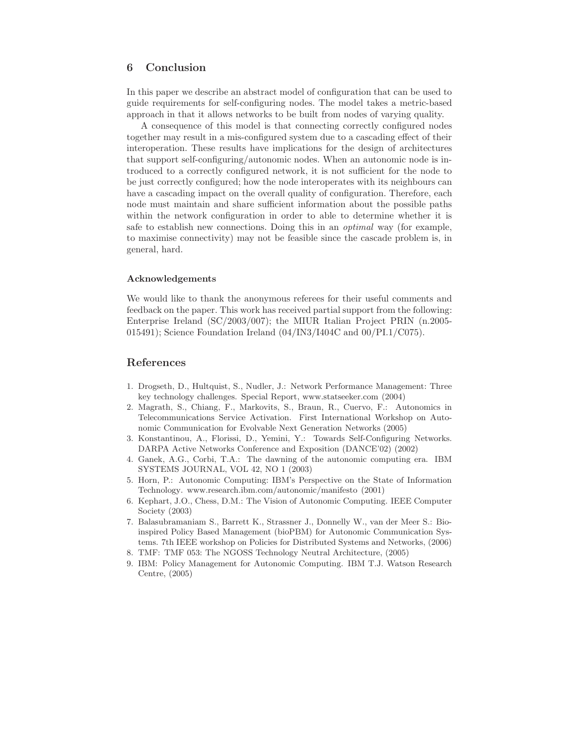## 6 Conclusion

In this paper we describe an abstract model of configuration that can be used to guide requirements for self-configuring nodes. The model takes a metric-based approach in that it allows networks to be built from nodes of varying quality.

A consequence of this model is that connecting correctly configured nodes together may result in a mis-configured system due to a cascading effect of their interoperation. These results have implications for the design of architectures that support self-configuring/autonomic nodes. When an autonomic node is introduced to a correctly configured network, it is not sufficient for the node to be just correctly configured; how the node interoperates with its neighbours can have a cascading impact on the overall quality of configuration. Therefore, each node must maintain and share sufficient information about the possible paths within the network configuration in order to able to determine whether it is safe to establish new connections. Doing this in an *optimal* way (for example, to maximise connectivity) may not be feasible since the cascade problem is, in general, hard.

### Acknowledgements

We would like to thank the anonymous referees for their useful comments and feedback on the paper. This work has received partial support from the following: Enterprise Ireland (SC/2003/007); the MIUR Italian Project PRIN (n.2005-015491); Science Foundation Ireland (04/IN3/I404C and 00/PI.1/C075).

## References

1. Drogseth, D., Hultquist, S., Nudler, J.: Network Performance Management: Three key technology challenges. Special Report, www.statseeker.com (2004)
2. Magrath, S., Chiang, F., Markovits, S., Braun, R., Cuervo, F.: Autonomics in Telecommunications Service Activation. First International Workshop on Autonomic Communication for Evolvable Next Generation Networks (2005)
3. Konstantinou, A., Florissi, D., Yemini, Y.: Towards Self-Configuring Networks. DARPA Active Networks Conference and Exposition (DANCE'02) (2002)
4. Ganek, A.G., Corbi, T.A.: The dawning of the autonomic computing era. IBM SYSTEMS JOURNAL, VOL 42, NO 1 (2003)
5. Horn, P.: Autonomic Computing: IBM's Perspective on the State of Information Technology. www.research.ibm.com/autonomic/manifesto (2001)
6. Kephart, J.O., Chess, D.M.: The Vision of Autonomic Computing. IEEE Computer Society (2003)
7. Balasubramaniam S., Barrett K., Strassner J., Donnelly W., van der Meer S.: Bio-inspired Policy Based Management (bioPBM) for Autonomic Communication Systems. 7th IEEE workshop on Policies for Distributed Systems and Networks, (2006)
8. TMF: TMF 053: The NGOSS Technology Neutral Architecture, (2005)
9. IBM: Policy Management for Autonomic Computing. IBM T.J. Watson Research Centre, (2005)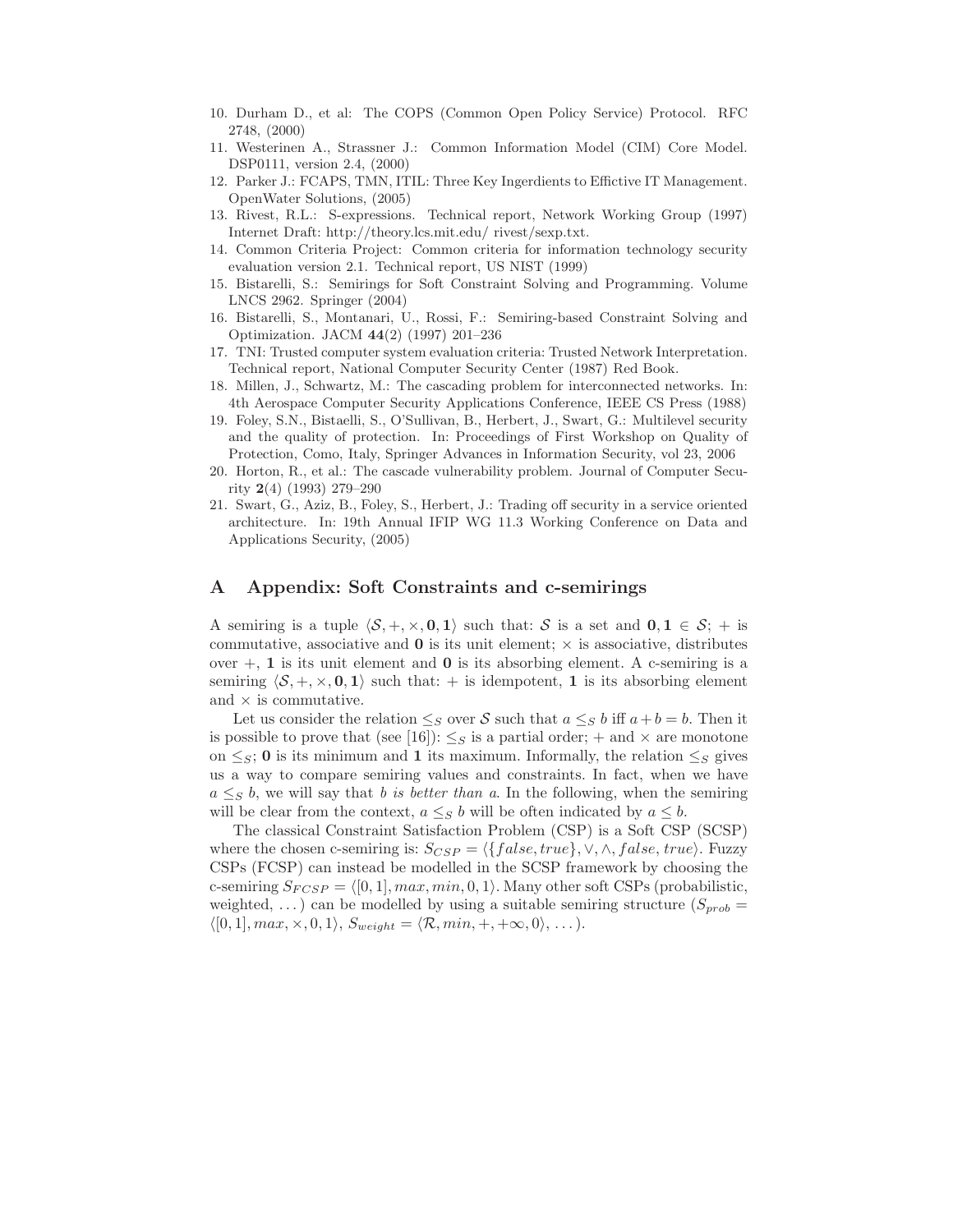10. Durham D., et al: The COPS (Common Open Policy Service) Protocol. RFC 2748, (2000)
11. Westerinen A., Strassner J.: Common Information Model (CIM) Core Model. DSP0111, version 2.4, (2000)
12. Parker J.: FCAPS, TMN, ITIL: Three Key Ingerdients to Effictive IT Management. OpenWater Solutions, (2005)
13. Rivest, R.L.: S-expressions. Technical report, Network Working Group (1997) Internet Draft: http://theory.lcs.mit.edu/ rivest/sexp.txt.
14. Common Criteria Project: Common criteria for information technology security evaluation version 2.1. Technical report, US NIST (1999)
15. Bistarelli, S.: Semirings for Soft Constraint Solving and Programming. Volume LNCS 2962. Springer (2004)
16. Bistarelli, S., Montanari, U., Rossi, F.: Semiring-based Constraint Solving and Optimization. JACM **44**(2) (1997) 201–236
17. TNI: Trusted computer system evaluation criteria: Trusted Network Interpretation. Technical report, National Computer Security Center (1987) Red Book.
18. Millen, J., Schwartz, M.: The cascading problem for interconnected networks. In: 4th Aerospace Computer Security Applications Conference, IEEE CS Press (1988)
19. Foley, S.N., Bistaelli, S., O'Sullivan, B., Herbert, J., Swart, G.: Multilevel security and the quality of protection. In: Proceedings of First Workshop on Quality of Protection, Como, Italy, Springer Advances in Information Security, vol 23, 2006
20. Horton, R., et al.: The cascade vulnerability problem. Journal of Computer Security **2**(4) (1993) 279–290
21. Swart, G., Aziz, B., Foley, S., Herbert, J.: Trading off security in a service oriented architecture. In: 19th Annual IFIP WG 11.3 Working Conference on Data and Applications Security, (2005)

## A Appendix: Soft Constraints and c-semirings

A semiring is a tuple $\langle \mathcal{S}, +, \times, \mathbf{0}, \mathbf{1} \rangle$ such that: $\mathcal{S}$ is a set and $\mathbf{0}, \mathbf{1} \in \mathcal{S}$; $+$ is commutative, associative and $\mathbf{0}$ is its unit element; $\times$ is associative, distributes over $+$, $\mathbf{1}$ is its unit element and $\mathbf{0}$ is its absorbing element. A c-semiring is a semiring $\langle \mathcal{S}, +, \times, \mathbf{0}, \mathbf{1} \rangle$ such that: $+$ is idempotent, $\mathbf{1}$ is its absorbing element and $\times$ is commutative.

Let us consider the relation $\leq_S$ over $\mathcal{S}$ such that $a \leq_S b$ iff $a + b = b$. Then it is possible to prove that (see [16]): $\leq_S$ is a partial order; $+$ and $\times$ are monotone on $\leq_S$; $\mathbf{0}$ is its minimum and $\mathbf{1}$ its maximum. Informally, the relation $\leq_S$ gives us a way to compare semiring values and constraints. In fact, when we have $a \leq_S b$, we will say that *b is better than a*. In the following, when the semiring will be clear from the context, $a \leq_S b$ will be often indicated by $a \leq b$.

The classical Constraint Satisfaction Problem (CSP) is a Soft CSP (SCSP) where the chosen c-semiring is: $S_{CSP} = \langle \{false, true\}, \vee, \wedge, false, true \rangle$. Fuzzy CSPs (FCSP) can instead be modelled in the SCSP framework by choosing the c-semiring $S_{FCSP} = \langle [0,1], max, min, 0, 1 \rangle$. Many other soft CSPs (probabilistic, weighted, ...) can be modelled by using a suitable semiring structure ($S_{prob} = \langle [0,1], max, \times, 0, 1 \rangle$, $S_{weight} = \langle \mathcal{R}, min, +, +\infty, 0 \rangle$, ...).